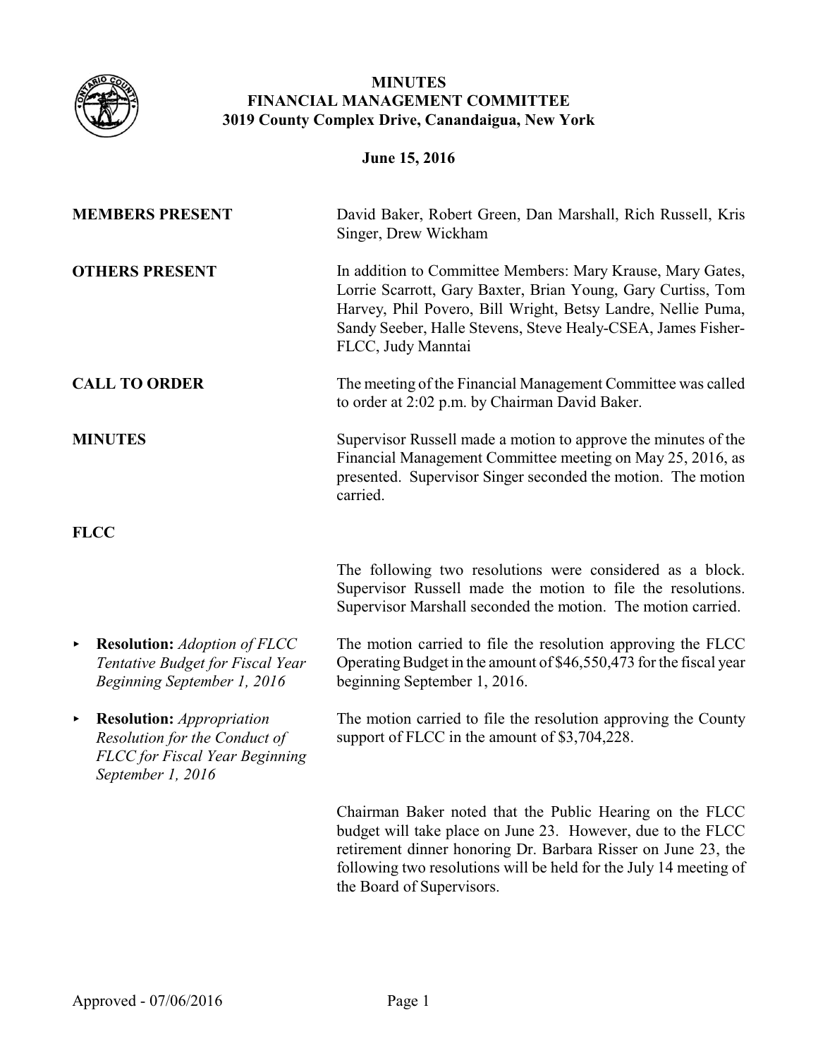# MINUTES
# FINANCIAL MANAGEMENT COMMITTEE
## 3019 County Complex Drive, Canandaigua, New York

**June 15, 2016**

**MEMBERS PRESENT**

David Baker, Robert Green, Dan Marshall, Rich Russell, Kris Singer, Drew Wickham

**OTHERS PRESENT**

In addition to Committee Members: Mary Krause, Mary Gates, Lorrie Scarrott, Gary Baxter, Brian Young, Gary Curtiss, Tom Harvey, Phil Povero, Bill Wright, Betsy Landre, Nellie Puma, Sandy Seeber, Halle Stevens, Steve Healy-CSEA, James Fisher-FLCC, Judy Manntai

**CALL TO ORDER**

The meeting of the Financial Management Committee was called to order at 2:02 p.m. by Chairman David Baker.

**MINUTES**

Supervisor Russell made a motion to approve the minutes of the Financial Management Committee meeting on May 25, 2016, as presented. Supervisor Singer seconded the motion. The motion carried.

**FLCC**

The following two resolutions were considered as a block. Supervisor Russell made the motion to file the resolutions. Supervisor Marshall seconded the motion. The motion carried.

- **Resolution:** *Adoption of FLCC Tentative Budget for Fiscal Year Beginning September 1, 2016*

  The motion carried to file the resolution approving the FLCC Operating Budget in the amount of $46,550,473 for the fiscal year beginning September 1, 2016.

- **Resolution:** *Appropriation Resolution for the Conduct of FLCC for Fiscal Year Beginning September 1, 2016*

  The motion carried to file the resolution approving the County support of FLCC in the amount of $3,704,228.

Chairman Baker noted that the Public Hearing on the FLCC budget will take place on June 23. However, due to the FLCC retirement dinner honoring Dr. Barbara Risser on June 23, the following two resolutions will be held for the July 14 meeting of the Board of Supervisors.

Approved - 07/06/2016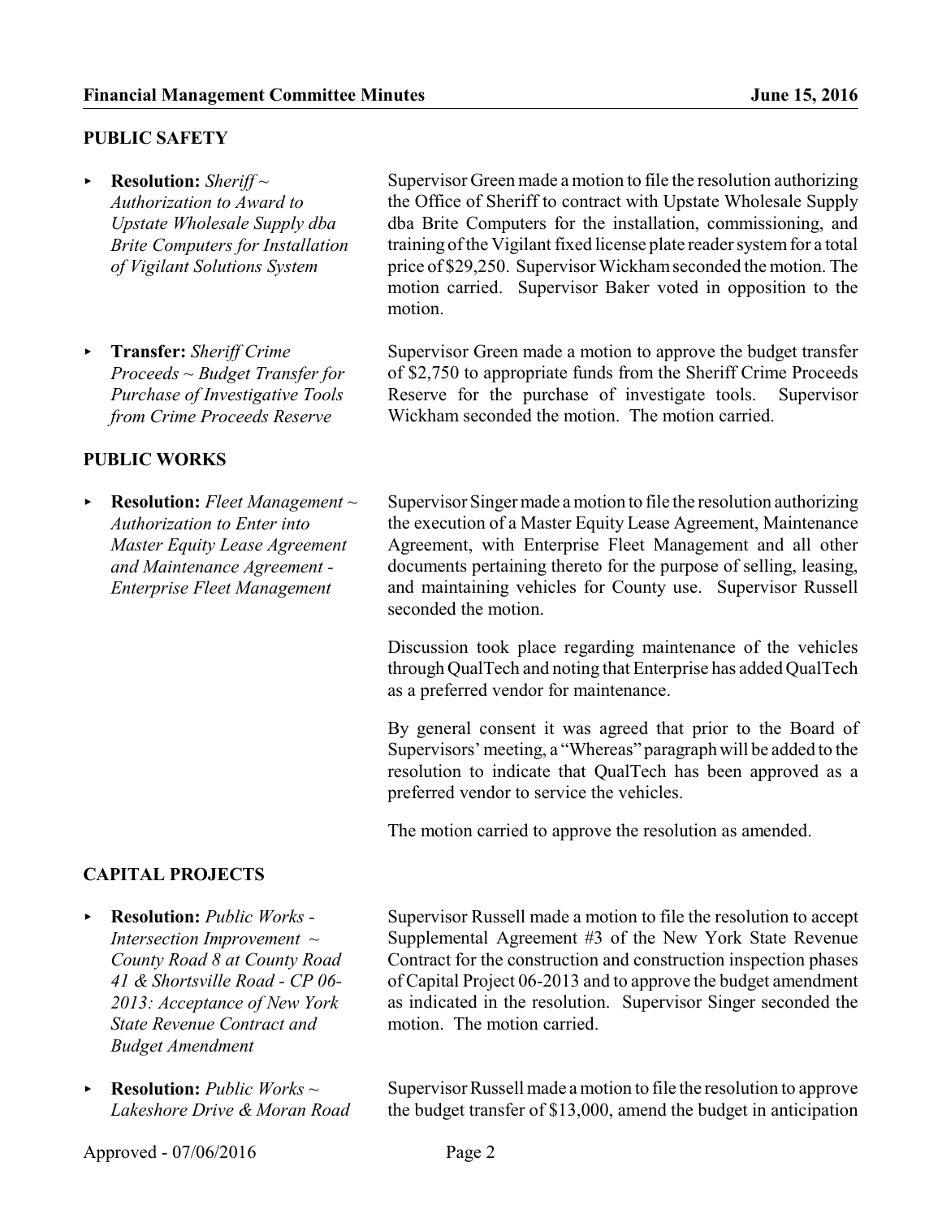## PUBLIC SAFETY

- **Resolution:** *Sheriff ~ Authorization to Award to Upstate Wholesale Supply dba Brite Computers for Installation of Vigilant Solutions System*

  Supervisor Green made a motion to file the resolution authorizing the Office of Sheriff to contract with Upstate Wholesale Supply dba Brite Computers for the installation, commissioning, and training of the Vigilant fixed license plate reader system for a total price of $29,250. Supervisor Wickham seconded the motion. The motion carried. Supervisor Baker voted in opposition to the motion.

- **Transfer:** *Sheriff Crime Proceeds ~ Budget Transfer for Purchase of Investigative Tools from Crime Proceeds Reserve*

  Supervisor Green made a motion to approve the budget transfer of $2,750 to appropriate funds from the Sheriff Crime Proceeds Reserve for the purchase of investigate tools. Supervisor Wickham seconded the motion. The motion carried.

## PUBLIC WORKS

- **Resolution:** *Fleet Management ~ Authorization to Enter into Master Equity Lease Agreement and Maintenance Agreement - Enterprise Fleet Management*

  Supervisor Singer made a motion to file the resolution authorizing the execution of a Master Equity Lease Agreement, Maintenance Agreement, with Enterprise Fleet Management and all other documents pertaining thereto for the purpose of selling, leasing, and maintaining vehicles for County use. Supervisor Russell seconded the motion.

  Discussion took place regarding maintenance of the vehicles through QualTech and noting that Enterprise has added QualTech as a preferred vendor for maintenance.

  By general consent it was agreed that prior to the Board of Supervisors' meeting, a "Whereas" paragraph will be added to the resolution to indicate that QualTech has been approved as a preferred vendor to service the vehicles.

  The motion carried to approve the resolution as amended.

## CAPITAL PROJECTS

- **Resolution:** *Public Works - Intersection Improvement ~ County Road 8 at County Road 41 & Shortsville Road - CP 06-2013: Acceptance of New York State Revenue Contract and Budget Amendment*

  Supervisor Russell made a motion to file the resolution to accept Supplemental Agreement #3 of the New York State Revenue Contract for the construction and construction inspection phases of Capital Project 06-2013 and to approve the budget amendment as indicated in the resolution. Supervisor Singer seconded the motion. The motion carried.

- **Resolution:** *Public Works ~ Lakeshore Drive & Moran Road*

  Supervisor Russell made a motion to file the resolution to approve the budget transfer of $13,000, amend the budget in anticipation

Approved - 07/06/2016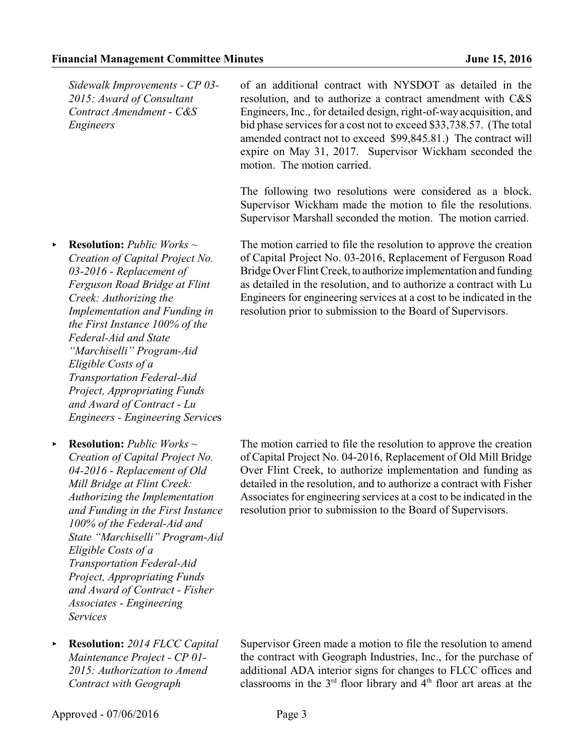*Sidewalk Improvements - CP 03-2015: Award of Consultant Contract Amendment - C&S Engineers*

of an additional contract with NYSDOT as detailed in the resolution, and to authorize a contract amendment with C&S Engineers, Inc., for detailed design, right-of-way acquisition, and bid phase services for a cost not to exceed $33,738.57. (The total amended contract not to exceed $99,845.81.) The contract will expire on May 31, 2017. Supervisor Wickham seconded the motion. The motion carried.

The following two resolutions were considered as a block. Supervisor Wickham made the motion to file the resolutions. Supervisor Marshall seconded the motion. The motion carried.

- **Resolution:** *Public Works ~ Creation of Capital Project No. 03-2016 - Replacement of Ferguson Road Bridge at Flint Creek: Authorizing the Implementation and Funding in the First Instance 100% of the Federal-Aid and State "Marchiselli" Program-Aid Eligible Costs of a Transportation Federal-Aid Project, Appropriating Funds and Award of Contract - Lu Engineers - Engineering Services*

  The motion carried to file the resolution to approve the creation of Capital Project No. 03-2016, Replacement of Ferguson Road Bridge Over Flint Creek, to authorize implementation and funding as detailed in the resolution, and to authorize a contract with Lu Engineers for engineering services at a cost to be indicated in the resolution prior to submission to the Board of Supervisors.

- **Resolution:** *Public Works ~ Creation of Capital Project No. 04-2016 - Replacement of Old Mill Bridge at Flint Creek: Authorizing the Implementation and Funding in the First Instance 100% of the Federal-Aid and State "Marchiselli" Program-Aid Eligible Costs of a Transportation Federal-Aid Project, Appropriating Funds and Award of Contract - Fisher Associates - Engineering Services*

  The motion carried to file the resolution to approve the creation of Capital Project No. 04-2016, Replacement of Old Mill Bridge Over Flint Creek, to authorize implementation and funding as detailed in the resolution, and to authorize a contract with Fisher Associates for engineering services at a cost to be indicated in the resolution prior to submission to the Board of Supervisors.

- **Resolution:** *2014 FLCC Capital Maintenance Project - CP 01-2015: Authorization to Amend Contract with Geograph*

  Supervisor Green made a motion to file the resolution to amend the contract with Geograph Industries, Inc., for the purchase of additional ADA interior signs for changes to FLCC offices and classrooms in the 3rd floor library and 4th floor art areas at the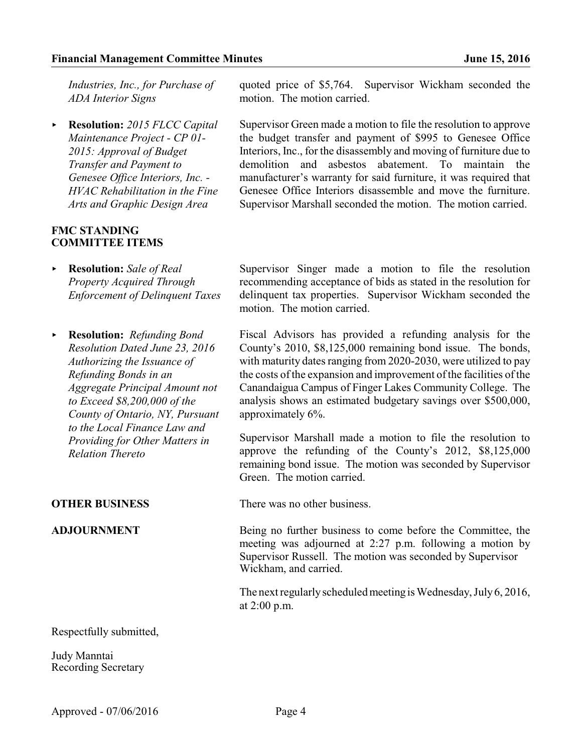*Industries, Inc., for Purchase of ADA Interior Signs*

quoted price of $5,764. Supervisor Wickham seconded the motion. The motion carried.

- **Resolution:** *2015 FLCC Capital Maintenance Project - CP 01-2015: Approval of Budget Transfer and Payment to Genesee Office Interiors, Inc. - HVAC Rehabilitation in the Fine Arts and Graphic Design Area*

Supervisor Green made a motion to file the resolution to approve the budget transfer and payment of $995 to Genesee Office Interiors, Inc., for the disassembly and moving of furniture due to demolition and asbestos abatement. To maintain the manufacturer's warranty for said furniture, it was required that Genesee Office Interiors disassemble and move the furniture. Supervisor Marshall seconded the motion. The motion carried.

**FMC STANDING COMMITTEE ITEMS**

- **Resolution:** *Sale of Real Property Acquired Through Enforcement of Delinquent Taxes*

Supervisor Singer made a motion to file the resolution recommending acceptance of bids as stated in the resolution for delinquent tax properties. Supervisor Wickham seconded the motion. The motion carried.

- **Resolution:** *Refunding Bond Resolution Dated June 23, 2016 Authorizing the Issuance of Refunding Bonds in an Aggregate Principal Amount not to Exceed $8,200,000 of the County of Ontario, NY, Pursuant to the Local Finance Law and Providing for Other Matters in Relation Thereto*

Fiscal Advisors has provided a refunding analysis for the County's 2010, $8,125,000 remaining bond issue. The bonds, with maturity dates ranging from 2020-2030, were utilized to pay the costs of the expansion and improvement of the facilities of the Canandaigua Campus of Finger Lakes Community College. The analysis shows an estimated budgetary savings over $500,000, approximately 6%.

Supervisor Marshall made a motion to file the resolution to approve the refunding of the County's 2012, $8,125,000 remaining bond issue. The motion was seconded by Supervisor Green. The motion carried.

**OTHER BUSINESS**

There was no other business.

**ADJOURNMENT**

Being no further business to come before the Committee, the meeting was adjourned at 2:27 p.m. following a motion by Supervisor Russell. The motion was seconded by Supervisor Wickham, and carried.

The next regularly scheduled meeting is Wednesday, July 6, 2016, at 2:00 p.m.

Respectfully submitted,

Judy Manntai
Recording Secretary

Approved - 07/06/2016